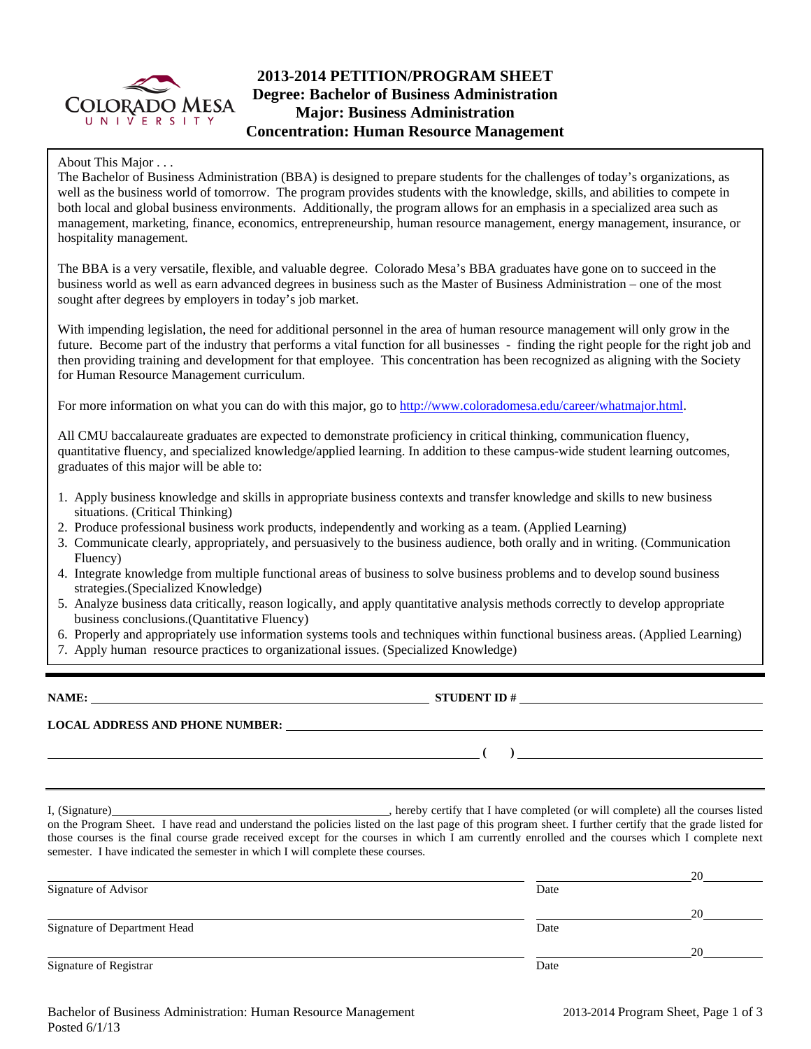# 2013-2014 PETITION/PROGRAM SHEET

## Degree: Bachelor of Business Administration
## Major: Business Administration
## Concentration: Human Resource Management

About This Major . . .

The Bachelor of Business Administration (BBA) is designed to prepare students for the challenges of today's organizations, as well as the business world of tomorrow. The program provides students with the knowledge, skills, and abilities to compete in both local and global business environments. Additionally, the program allows for an emphasis in a specialized area such as management, marketing, finance, economics, entrepreneurship, human resource management, energy management, insurance, or hospitality management.

The BBA is a very versatile, flexible, and valuable degree. Colorado Mesa's BBA graduates have gone on to succeed in the business world as well as earn advanced degrees in business such as the Master of Business Administration – one of the most sought after degrees by employers in today's job market.

With impending legislation, the need for additional personnel in the area of human resource management will only grow in the future. Become part of the industry that performs a vital function for all businesses - finding the right people for the right job and then providing training and development for that employee. This concentration has been recognized as aligning with the Society for Human Resource Management curriculum.

For more information on what you can do with this major, go to http://www.coloradomesa.edu/career/whatmajor.html.

All CMU baccalaureate graduates are expected to demonstrate proficiency in critical thinking, communication fluency, quantitative fluency, and specialized knowledge/applied learning. In addition to these campus-wide student learning outcomes, graduates of this major will be able to:

1. Apply business knowledge and skills in appropriate business contexts and transfer knowledge and skills to new business situations. (Critical Thinking)
2. Produce professional business work products, independently and working as a team. (Applied Learning)
3. Communicate clearly, appropriately, and persuasively to the business audience, both orally and in writing. (Communication Fluency)
4. Integrate knowledge from multiple functional areas of business to solve business problems and to develop sound business strategies.(Specialized Knowledge)
5. Analyze business data critically, reason logically, and apply quantitative analysis methods correctly to develop appropriate business conclusions.(Quantitative Fluency)
6. Properly and appropriately use information systems tools and techniques within functional business areas. (Applied Learning)
7. Apply human resource practices to organizational issues. (Specialized Knowledge)

**NAME:** ______________________ **STUDENT ID #** ______________________

**LOCAL ADDRESS AND PHONE NUMBER:** ______________________

______________________ **( )** ______________________

I, (Signature)______________________, hereby certify that I have completed (or will complete) all the courses listed on the Program Sheet. I have read and understand the policies listed on the last page of this program sheet. I further certify that the grade listed for those courses is the final course grade received except for the courses in which I am currently enrolled and the courses which I complete next semester. I have indicated the semester in which I will complete these courses.

______________________ ______________20______
Signature of Advisor Date

______________________ ______________20______
Signature of Department Head Date

______________________ ______________20______
Signature of Registrar Date

Bachelor of Business Administration: Human Resource Management
Posted 6/1/13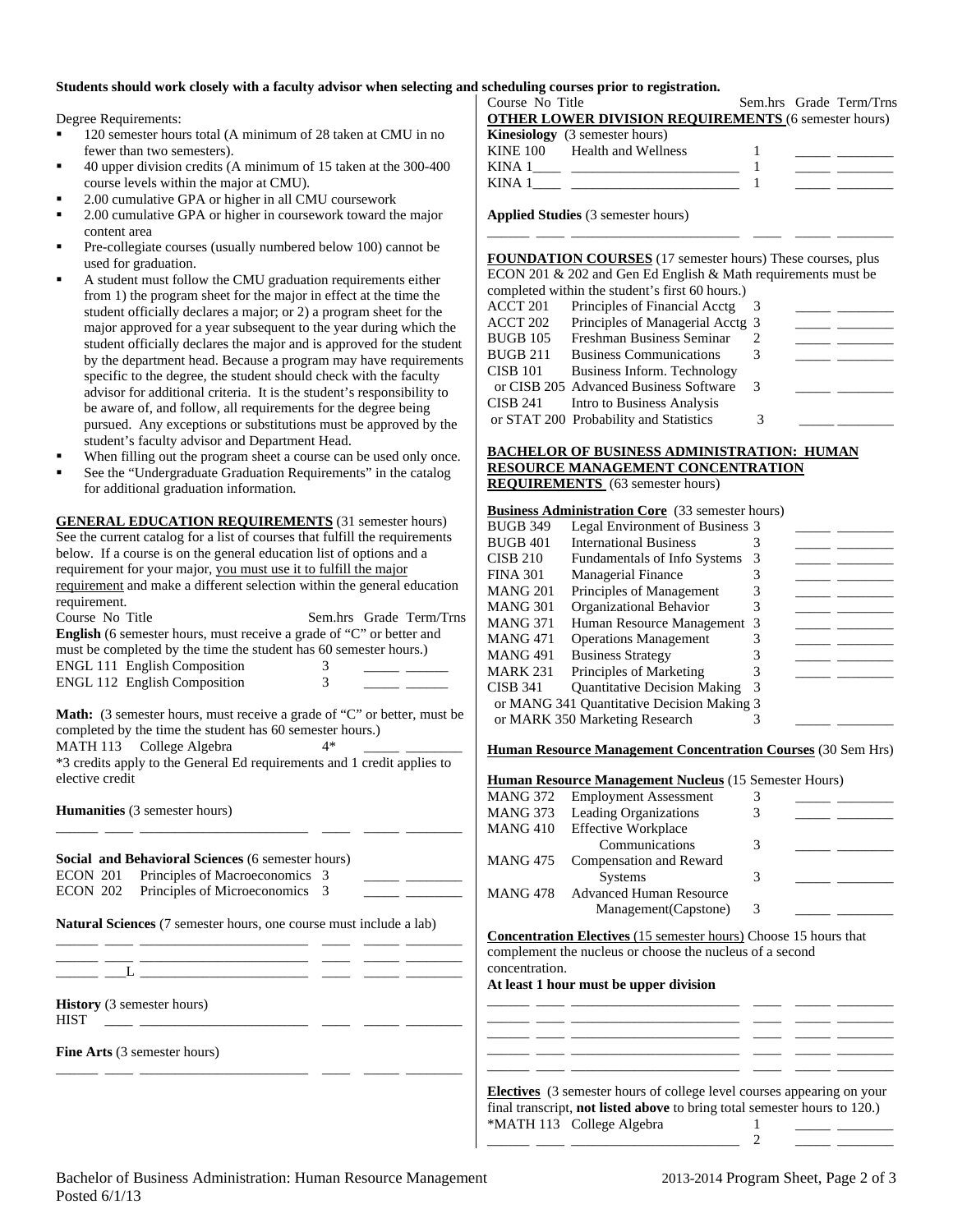**Students should work closely with a faculty advisor when selecting and scheduling courses prior to registration.**

Degree Requirements:

- 120 semester hours total (A minimum of 28 taken at CMU in no fewer than two semesters).
- 40 upper division credits (A minimum of 15 taken at the 300-400 course levels within the major at CMU).
- 2.00 cumulative GPA or higher in all CMU coursework
- 2.00 cumulative GPA or higher in coursework toward the major content area
- Pre-collegiate courses (usually numbered below 100) cannot be used for graduation.
- A student must follow the CMU graduation requirements either from 1) the program sheet for the major in effect at the time the student officially declares a major; or 2) a program sheet for the major approved for a year subsequent to the year during which the student officially declares the major and is approved for the student by the department head. Because a program may have requirements specific to the degree, the student should check with the faculty advisor for additional criteria. It is the student's responsibility to be aware of, and follow, all requirements for the degree being pursued. Any exceptions or substitutions must be approved by the student's faculty advisor and Department Head.
- When filling out the program sheet a course can be used only once.
- See the "Undergraduate Graduation Requirements" in the catalog for additional graduation information.

**GENERAL EDUCATION REQUIREMENTS** (31 semester hours) See the current catalog for a list of courses that fulfill the requirements below. If a course is on the general education list of options and a requirement for your major, you must use it to fulfill the major requirement and make a different selection within the general education requirement.

| Course No | Title | Sem.hrs | Grade | Term/Trns |
|---|---|---|---|---|
| **English** (6 semester hours, must receive a grade of "C" or better and must be completed by the time the student has 60 semester hours.) | | | | |
| ENGL 111 | English Composition | 3 | _____ | ______ |
| ENGL 112 | English Composition | 3 | _____ | ______ |
| **Math:** (3 semester hours, must receive a grade of "C" or better, must be completed by the time the student has 60 semester hours.) | | | | |
| MATH 113 | College Algebra | 4* | _____ | ________ |

*3 credits apply to the General Ed requirements and 1 credit applies to elective credit

| Course No | Title | Sem.hrs | Grade | Term/Trns |
|---|---|---|---|---|
| **Humanities** (3 semester hours) | | | | |
| ______ ____ | ________________________ | ____ | _____ | ________ |
| **Social and Behavioral Sciences** (6 semester hours) | | | | |
| ECON 201 | Principles of Macroeconomics | 3 | _____ | ________ |
| ECON 202 | Principles of Microeconomics | 3 | _____ | ________ |
| **Natural Sciences** (7 semester hours, one course must include a lab) | | | | |
| ______ ____ | ________________________ | ____ | _____ | ________ |
| ______ ____ | ________________________ | ____ | _____ | ________ |
| ______ ___L | ________________________ | ____ | _____ | ________ |
| **History** (3 semester hours) | | | | |
| HIST ____ | ________________________ | ____ | _____ | ________ |
| **Fine Arts** (3 semester hours) | | | | |
| ______ ____ | ________________________ | ____ | _____ | ________ |

| Course No | Title | Sem.hrs | Grade | Term/Trns |
|---|---|---|---|---|
| **OTHER LOWER DIVISION REQUIREMENTS** (6 semester hours) | | | | |
| **Kinesiology** (3 semester hours) | | | | |
| KINE 100 | Health and Wellness | 1 | _____ | ________ |
| KINA 1____ | ________________________ | 1 | _____ | ________ |
| KINA 1____ | ________________________ | 1 | _____ | ________ |
| **Applied Studies** (3 semester hours) | | | | |
| ______ ____ | ________________________ | ____ | _____ | ________ |

**FOUNDATION COURSES** (17 semester hours) These courses, plus ECON 201 & 202 and Gen Ed English & Math requirements must be completed within the student's first 60 hours.)

| Course No | Title | Sem.hrs | Grade | Term/Trns |
|---|---|---|---|---|
| ACCT 201 | Principles of Financial Acctg | 3 | _____ | ________ |
| ACCT 202 | Principles of Managerial Acctg | 3 | _____ | ________ |
| BUGB 105 | Freshman Business Seminar | 2 | _____ | ________ |
| BUGB 211 | Business Communications | 3 | _____ | ________ |
| CISB 101 or CISB 205 | Business Inform. Technology or Advanced Business Software | 3 | _____ | ________ |
| CISB 241 or STAT 200 | Intro to Business Analysis or Probability and Statistics | 3 | _____ | ________ |

**BACHELOR OF BUSINESS ADMINISTRATION: HUMAN RESOURCE MANAGEMENT CONCENTRATION REQUIREMENTS** (63 semester hours)

**Business Administration Core** (33 semester hours)

| Course No | Title | Sem.hrs | Grade | Term/Trns |
|---|---|---|---|---|
| BUGB 349 | Legal Environment of Business | 3 | _____ | ________ |
| BUGB 401 | International Business | 3 | _____ | ________ |
| CISB 210 | Fundamentals of Info Systems | 3 | _____ | ________ |
| FINA 301 | Managerial Finance | 3 | _____ | ________ |
| MANG 201 | Principles of Management | 3 | _____ | ________ |
| MANG 301 | Organizational Behavior | 3 | _____ | ________ |
| MANG 371 | Human Resource Management | 3 | _____ | ________ |
| MANG 471 | Operations Management | 3 | _____ | ________ |
| MANG 491 | Business Strategy | 3 | _____ | ________ |
| MARK 231 | Principles of Marketing | 3 | _____ | ________ |
| CISB 341 or MANG 341 or MARK 350 | Quantitative Decision Making or Quantitative Decision Making or Marketing Research | 3 | _____ | ________ |

**Human Resource Management Concentration Courses** (30 Sem Hrs)

**Human Resource Management Nucleus** (15 Semester Hours)

| Course No | Title | Sem.hrs | Grade | Term/Trns |
|---|---|---|---|---|
| MANG 372 | Employment Assessment | 3 | _____ | ________ |
| MANG 373 | Leading Organizations | 3 | _____ | ________ |
| MANG 410 | Effective Workplace Communications | 3 | _____ | ________ |
| MANG 475 | Compensation and Reward Systems | 3 | _____ | ________ |
| MANG 478 | Advanced Human Resource Management(Capstone) | 3 | _____ | ________ |

**Concentration Electives** (15 semester hours) Choose 15 hours that complement the nucleus or choose the nucleus of a second concentration.

**At least 1 hour must be upper division**

| Course No | Title | Sem.hrs | Grade | Term/Trns |
|---|---|---|---|---|
| ______ ____ | ________________________ | ____ | _____ | ________ |
| ______ ____ | ________________________ | ____ | _____ | ________ |
| ______ ____ | ________________________ | ____ | _____ | ________ |
| ______ ____ | ________________________ | ____ | _____ | ________ |
| ______ ____ | ________________________ | ____ | _____ | ________ |

**Electives** (3 semester hours of college level courses appearing on your final transcript, **not listed above** to bring total semester hours to 120.)

| Course No | Title | Sem.hrs | Grade | Term/Trns |
|---|---|---|---|---|
| *MATH 113 | College Algebra | 1 | _____ | ________ |
| ______ ____ | ________________________ | 2 | _____ | ________ |

Bachelor of Business Administration: Human Resource Management
Posted 6/1/13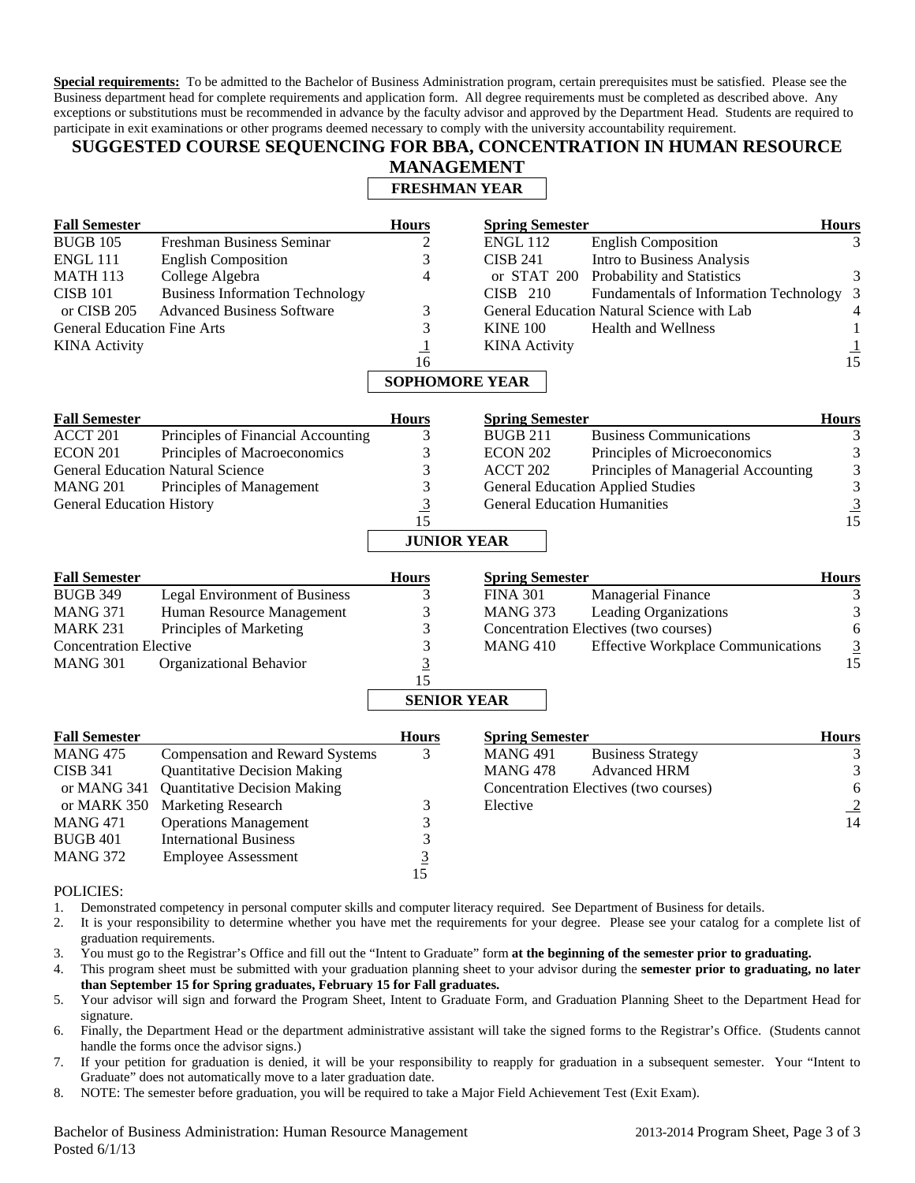**Special requirements:** To be admitted to the Bachelor of Business Administration program, certain prerequisites must be satisfied. Please see the Business department head for complete requirements and application form. All degree requirements must be completed as described above. Any exceptions or substitutions must be recommended in advance by the faculty advisor and approved by the Department Head. Students are required to participate in exit examinations or other programs deemed necessary to comply with the university accountability requirement.

# SUGGESTED COURSE SEQUENCING FOR BBA, CONCENTRATION IN HUMAN RESOURCE MANAGEMENT

## FRESHMAN YEAR

| Fall Semester | | Hours | Spring Semester | | Hours |
|---|---|---|---|---|---|
| BUGB 105 | Freshman Business Seminar | 2 | ENGL 112 | English Composition | 3 |
| ENGL 111 | English Composition | 3 | CISB 241 | Intro to Business Analysis | |
| MATH 113 | College Algebra | 4 | or STAT 200 | Probability and Statistics | 3 |
| CISB 101 | Business Information Technology | | CISB 210 | Fundamentals of Information Technology | 3 |
| or CISB 205 | Advanced Business Software | 3 | General Education Natural Science with Lab | | 4 |
| General Education Fine Arts | | 3 | KINE 100 | Health and Wellness | 1 |
| KINA Activity | | 1 | KINA Activity | | 1 |
| | | 16 | | | 15 |

## SOPHOMORE YEAR

| Fall Semester | | Hours | Spring Semester | | Hours |
|---|---|---|---|---|---|
| ACCT 201 | Principles of Financial Accounting | 3 | BUGB 211 | Business Communications | 3 |
| ECON 201 | Principles of Macroeconomics | 3 | ECON 202 | Principles of Microeconomics | 3 |
| General Education Natural Science | | 3 | ACCT 202 | Principles of Managerial Accounting | 3 |
| MANG 201 | Principles of Management | 3 | General Education Applied Studies | | 3 |
| General Education History | | 3 | General Education Humanities | | 3 |
| | | 15 | | | 15 |

## JUNIOR YEAR

| Fall Semester | | Hours | Spring Semester | | Hours |
|---|---|---|---|---|---|
| BUGB 349 | Legal Environment of Business | 3 | FINA 301 | Managerial Finance | 3 |
| MANG 371 | Human Resource Management | 3 | MANG 373 | Leading Organizations | 3 |
| MARK 231 | Principles of Marketing | 3 | Concentration Electives (two courses) | | 6 |
| Concentration Elective | | 3 | MANG 410 | Effective Workplace Communications | 3 |
| MANG 301 | Organizational Behavior | 3 | | | 15 |
| | | 15 | | | |

## SENIOR YEAR

| Fall Semester | | Hours | Spring Semester | | Hours |
|---|---|---|---|---|---|
| MANG 475 | Compensation and Reward Systems | 3 | MANG 491 | Business Strategy | 3 |
| CISB 341 | Quantitative Decision Making | | MANG 478 | Advanced HRM | 3 |
| or MANG 341 | Quantitative Decision Making | | Concentration Electives (two courses) | | 6 |
| or MARK 350 | Marketing Research | 3 | Elective | | 2 |
| MANG 471 | Operations Management | 3 | | | 14 |
| BUGB 401 | International Business | 3 | | | |
| MANG 372 | Employee Assessment | 3 | | | |
| | | 15 | | | |

POLICIES:

1. Demonstrated competency in personal computer skills and computer literacy required. See Department of Business for details.
2. It is your responsibility to determine whether you have met the requirements for your degree. Please see your catalog for a complete list of graduation requirements.
3. You must go to the Registrar's Office and fill out the "Intent to Graduate" form **at the beginning of the semester prior to graduating.**
4. This program sheet must be submitted with your graduation planning sheet to your advisor during the **semester prior to graduating, no later than September 15 for Spring graduates, February 15 for Fall graduates.**
5. Your advisor will sign and forward the Program Sheet, Intent to Graduate Form, and Graduation Planning Sheet to the Department Head for signature.
6. Finally, the Department Head or the department administrative assistant will take the signed forms to the Registrar's Office. (Students cannot handle the forms once the advisor signs.)
7. If your petition for graduation is denied, it will be your responsibility to reapply for graduation in a subsequent semester. Your "Intent to Graduate" does not automatically move to a later graduation date.
8. NOTE: The semester before graduation, you will be required to take a Major Field Achievement Test (Exit Exam).

Bachelor of Business Administration: Human Resource Management
Posted 6/1/13